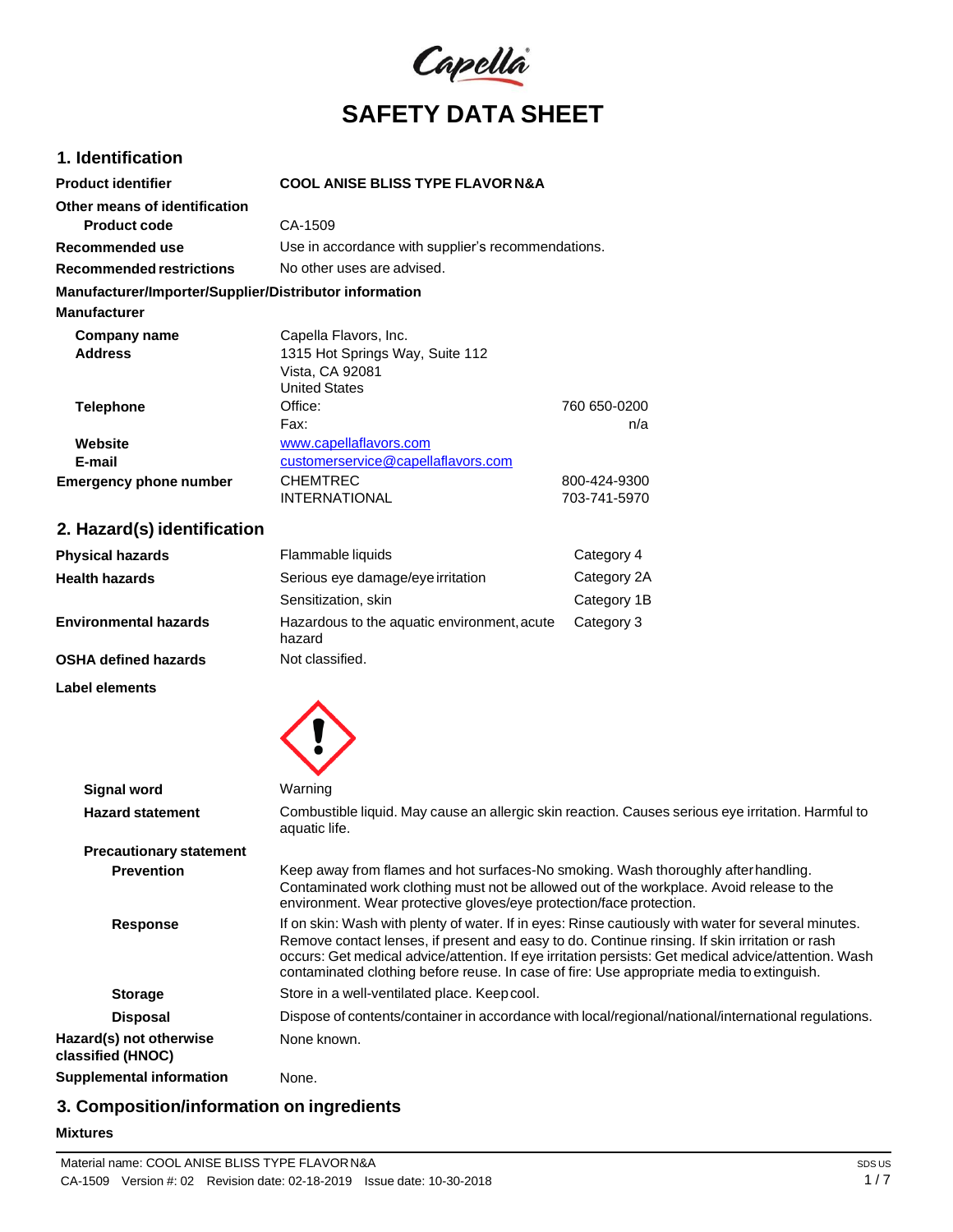Capella

# SAFETY DATA SHEET

## 1. Identification

| | | |
|---|---|---|
| **Product identifier** | **COOL ANISE BLISS TYPE FLAVOR N&A** | |
| **Other means of identification** | | |
| **Product code** | CA-1509 | |
| **Recommended use** | Use in accordance with supplier's recommendations. | |
| **Recommended restrictions** | No other uses are advised. | |

**Manufacturer/Importer/Supplier/Distributor information**

**Manufacturer**

| | | |
|---|---|---|
| **Company name** | Capella Flavors, Inc. | |
| **Address** | 1315 Hot Springs Way, Suite 112<br>Vista, CA 92081<br>United States | |
| **Telephone** | Office: | 760 650-0200 |
| | Fax: | n/a |
| **Website** | www.capellaflavors.com | |
| **E-mail** | customerservice@capellaflavors.com | |
| **Emergency phone number** | CHEMTREC | 800-424-9300 |
| | INTERNATIONAL | 703-741-5970 |

## 2. Hazard(s) identification

| | | |
|---|---|---|
| **Physical hazards** | Flammable liquids | Category 4 |
| **Health hazards** | Serious eye damage/eye irritation | Category 2A |
| | Sensitization, skin | Category 1B |
| **Environmental hazards** | Hazardous to the aquatic environment, acute hazard | Category 3 |
| **OSHA defined hazards** | Not classified. | |

**Label elements**

**Signal word** Warning

**Hazard statement** Combustible liquid. May cause an allergic skin reaction. Causes serious eye irritation. Harmful to aquatic life.

**Precautionary statement**

**Prevention** Keep away from flames and hot surfaces-No smoking. Wash thoroughly after handling. Contaminated work clothing must not be allowed out of the workplace. Avoid release to the environment. Wear protective gloves/eye protection/face protection.

**Response** If on skin: Wash with plenty of water. If in eyes: Rinse cautiously with water for several minutes. Remove contact lenses, if present and easy to do. Continue rinsing. If skin irritation or rash occurs: Get medical advice/attention. If eye irritation persists: Get medical advice/attention. Wash contaminated clothing before reuse. In case of fire: Use appropriate media to extinguish.

**Storage** Store in a well-ventilated place. Keep cool.

**Disposal** Dispose of contents/container in accordance with local/regional/national/international regulations.

**Hazard(s) not otherwise classified (HNOC)** None known.

**Supplemental information** None.

## 3. Composition/information on ingredients

**Mixtures**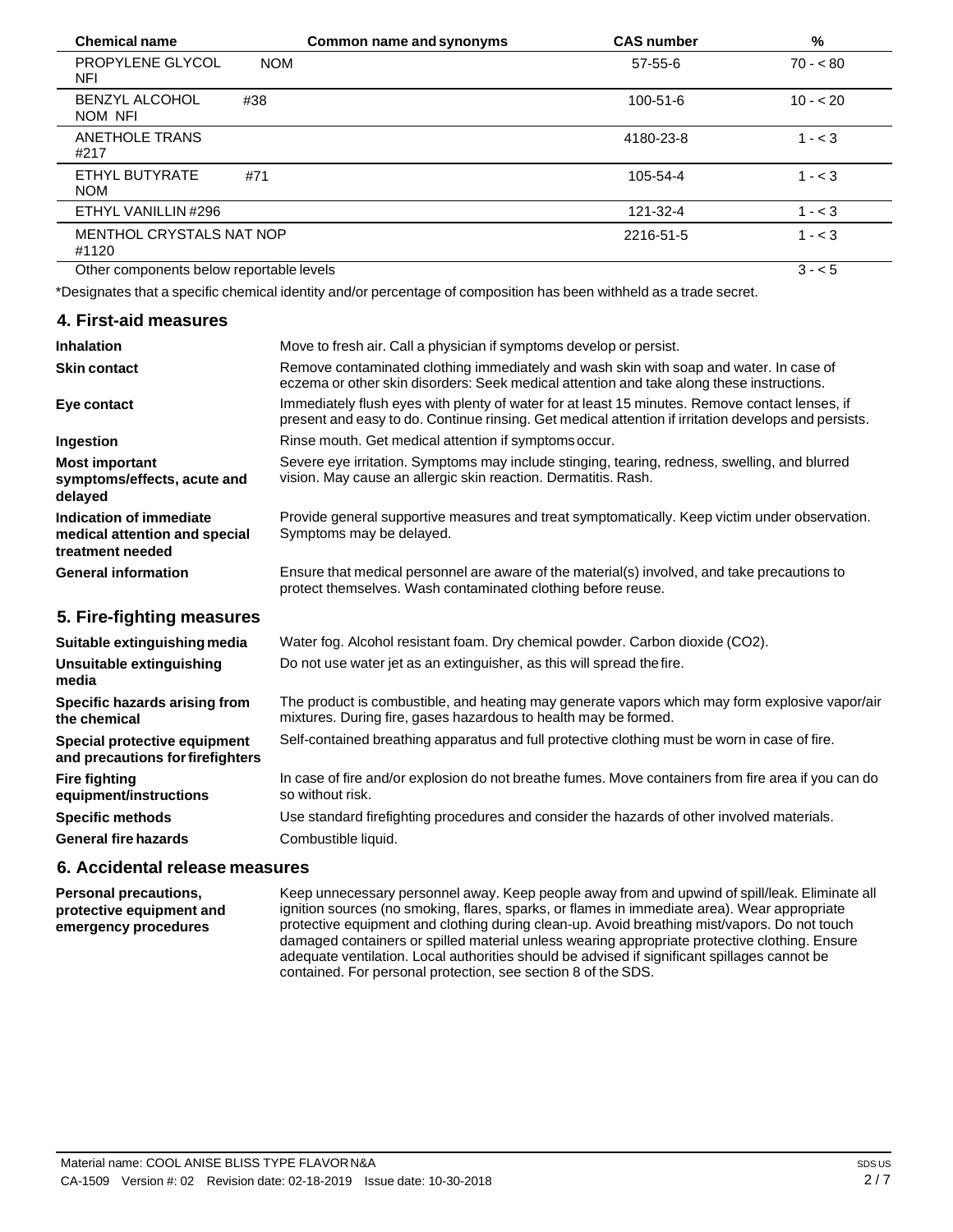| Chemical name | Common name and synonyms | CAS number | % |
| --- | --- | --- | --- |
| PROPYLENE GLYCOL NFI | NOM | 57-55-6 | 70 - < 80 |
| BENZYL ALCOHOL NOM NFI | #38 | 100-51-6 | 10 - < 20 |
| ANETHOLE TRANS #217 | | 4180-23-8 | 1 - < 3 |
| ETHYL BUTYRATE NOM | #71 | 105-54-4 | 1 - < 3 |
| ETHYL VANILLIN #296 | | 121-32-4 | 1 - < 3 |
| MENTHOL CRYSTALS NAT NOP #1120 | | 2216-51-5 | 1 - < 3 |
| Other components below reportable levels | | | 3 - < 5 |

*Designates that a specific chemical identity and/or percentage of composition has been withheld as a trade secret.

## 4. First-aid measures

| | |
| --- | --- |
| **Inhalation** | Move to fresh air. Call a physician if symptoms develop or persist. |
| **Skin contact** | Remove contaminated clothing immediately and wash skin with soap and water. In case of eczema or other skin disorders: Seek medical attention and take along these instructions. |
| **Eye contact** | Immediately flush eyes with plenty of water for at least 15 minutes. Remove contact lenses, if present and easy to do. Continue rinsing. Get medical attention if irritation develops and persists. |
| **Ingestion** | Rinse mouth. Get medical attention if symptoms occur. |
| **Most important symptoms/effects, acute and delayed** | Severe eye irritation. Symptoms may include stinging, tearing, redness, swelling, and blurred vision. May cause an allergic skin reaction. Dermatitis. Rash. |
| **Indication of immediate medical attention and special treatment needed** | Provide general supportive measures and treat symptomatically. Keep victim under observation. Symptoms may be delayed. |
| **General information** | Ensure that medical personnel are aware of the material(s) involved, and take precautions to protect themselves. Wash contaminated clothing before reuse. |

## 5. Fire-fighting measures

| | |
| --- | --- |
| **Suitable extinguishing media** | Water fog. Alcohol resistant foam. Dry chemical powder. Carbon dioxide ($CO_2$). |
| **Unsuitable extinguishing media** | Do not use water jet as an extinguisher, as this will spread the fire. |
| **Specific hazards arising from the chemical** | The product is combustible, and heating may generate vapors which may form explosive vapor/air mixtures. During fire, gases hazardous to health may be formed. |
| **Special protective equipment and precautions for firefighters** | Self-contained breathing apparatus and full protective clothing must be worn in case of fire. |
| **Fire fighting equipment/instructions** | In case of fire and/or explosion do not breathe fumes. Move containers from fire area if you can do so without risk. |
| **Specific methods** | Use standard firefighting procedures and consider the hazards of other involved materials. |
| **General fire hazards** | Combustible liquid. |

## 6. Accidental release measures

| | |
| --- | --- |
| **Personal precautions, protective equipment and emergency procedures** | Keep unnecessary personnel away. Keep people away from and upwind of spill/leak. Eliminate all ignition sources (no smoking, flares, sparks, or flames in immediate area). Wear appropriate protective equipment and clothing during clean-up. Avoid breathing mist/vapors. Do not touch damaged containers or spilled material unless wearing appropriate protective clothing. Ensure adequate ventilation. Local authorities should be advised if significant spillages cannot be contained. For personal protection, see section 8 of the SDS. |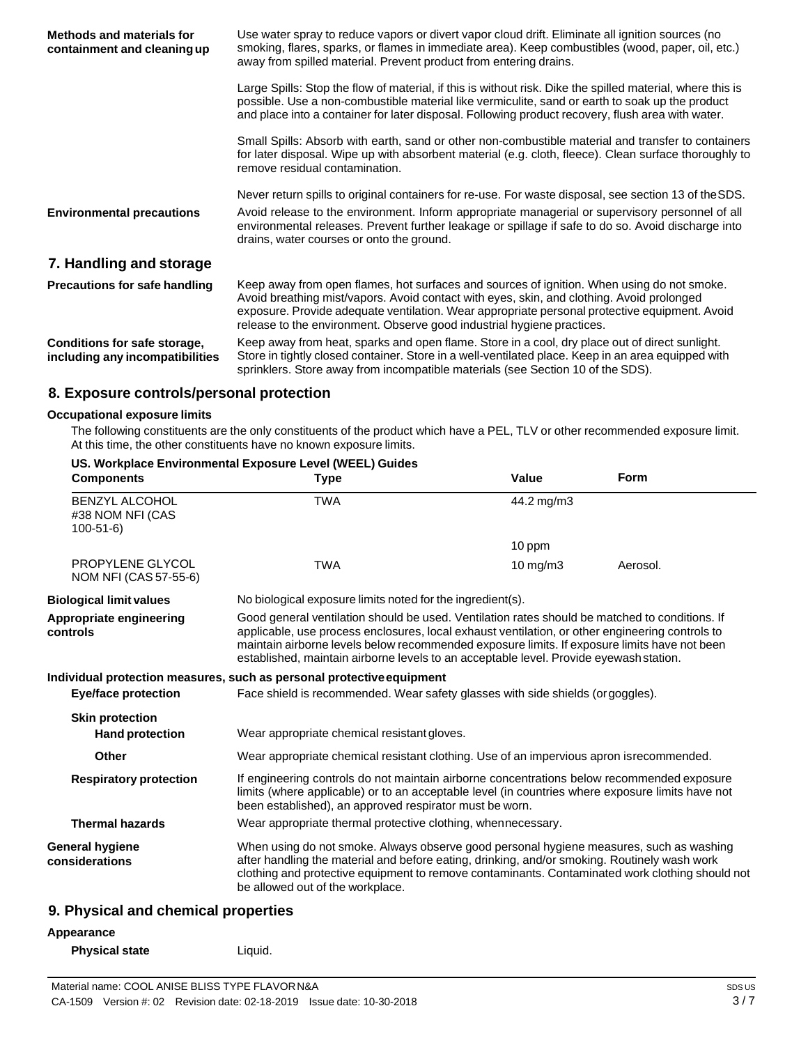**Methods and materials for containment and cleaning up**

Use water spray to reduce vapors or divert vapor cloud drift. Eliminate all ignition sources (no smoking, flares, sparks, or flames in immediate area). Keep combustibles (wood, paper, oil, etc.) away from spilled material. Prevent product from entering drains.

Large Spills: Stop the flow of material, if this is without risk. Dike the spilled material, where this is possible. Use a non-combustible material like vermiculite, sand or earth to soak up the product and place into a container for later disposal. Following product recovery, flush area with water.

Small Spills: Absorb with earth, sand or other non-combustible material and transfer to containers for later disposal. Wipe up with absorbent material (e.g. cloth, fleece). Clean surface thoroughly to remove residual contamination.

Never return spills to original containers for re-use. For waste disposal, see section 13 of the SDS.

**Environmental precautions**

Avoid release to the environment. Inform appropriate managerial or supervisory personnel of all environmental releases. Prevent further leakage or spillage if safe to do so. Avoid discharge into drains, water courses or onto the ground.

## 7. Handling and storage

**Precautions for safe handling**

Keep away from open flames, hot surfaces and sources of ignition. When using do not smoke. Avoid breathing mist/vapors. Avoid contact with eyes, skin, and clothing. Avoid prolonged exposure. Provide adequate ventilation. Wear appropriate personal protective equipment. Avoid release to the environment. Observe good industrial hygiene practices.

**Conditions for safe storage, including any incompatibilities**

Keep away from heat, sparks and open flame. Store in a cool, dry place out of direct sunlight. Store in tightly closed container. Store in a well-ventilated place. Keep in an area equipped with sprinklers. Store away from incompatible materials (see Section 10 of the SDS).

## 8. Exposure controls/personal protection

### Occupational exposure limits

The following constituents are the only constituents of the product which have a PEL, TLV or other recommended exposure limit. At this time, the other constituents have no known exposure limits.

**US. Workplace Environmental Exposure Level (WEEL) Guides**

| Components | Type | Value | Form |
|---|---|---|---|
| BENZYL ALCOHOL #38 NOM NFI (CAS 100-51-6) | TWA | 44.2 mg/m3 | |
| | | 10 ppm | |
| PROPYLENE GLYCOL NOM NFI (CAS 57-55-6) | TWA | 10 mg/m3 | Aerosol. |

**Biological limit values**

No biological exposure limits noted for the ingredient(s).

**Appropriate engineering controls**

Good general ventilation should be used. Ventilation rates should be matched to conditions. If applicable, use process enclosures, local exhaust ventilation, or other engineering controls to maintain airborne levels below recommended exposure limits. If exposure limits have not been established, maintain airborne levels to an acceptable level. Provide eyewash station.

**Individual protection measures, such as personal protective equipment**

**Eye/face protection**

Face shield is recommended. Wear safety glasses with side shields (or goggles).

**Skin protection**

**Hand protection**

Wear appropriate chemical resistant gloves.

**Other**

Wear appropriate chemical resistant clothing. Use of an impervious apron is recommended.

**Respiratory protection**

If engineering controls do not maintain airborne concentrations below recommended exposure limits (where applicable) or to an acceptable level (in countries where exposure limits have not been established), an approved respirator must be worn.

**Thermal hazards**

Wear appropriate thermal protective clothing, when necessary.

**General hygiene considerations**

When using do not smoke. Always observe good personal hygiene measures, such as washing after handling the material and before eating, drinking, and/or smoking. Routinely wash work clothing and protective equipment to remove contaminants. Contaminated work clothing should not be allowed out of the workplace.

## 9. Physical and chemical properties

**Appearance**

**Physical state** Liquid.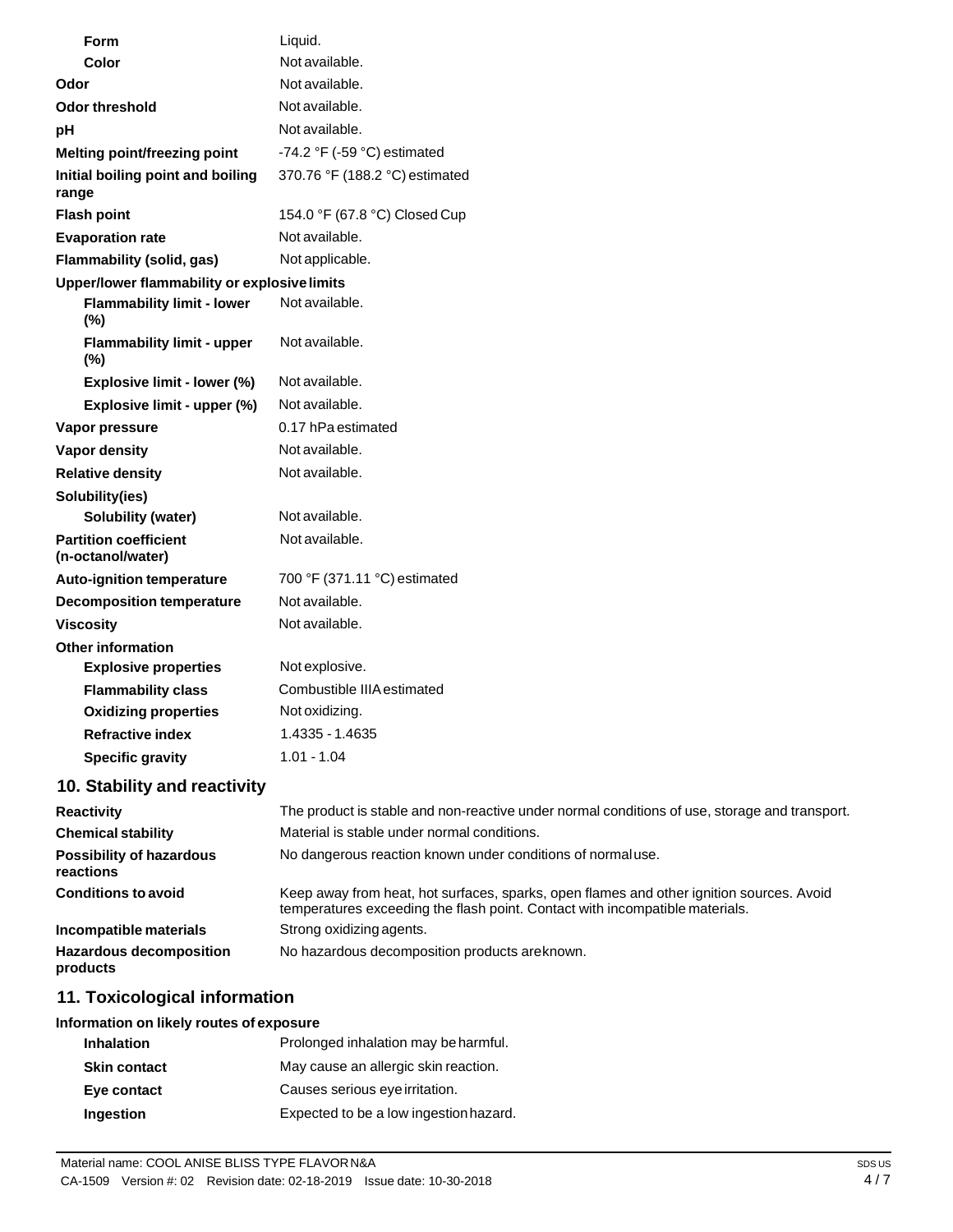| | |
|---|---|
| **Form** | Liquid. |
| **Color** | Not available. |
| **Odor** | Not available. |
| **Odor threshold** | Not available. |
| **pH** | Not available. |
| **Melting point/freezing point** | -74.2 °F (-59 °C) estimated |
| **Initial boiling point and boiling range** | 370.76 °F (188.2 °C) estimated |
| **Flash point** | 154.0 °F (67.8 °C) Closed Cup |
| **Evaporation rate** | Not available. |
| **Flammability (solid, gas)** | Not applicable. |
| **Upper/lower flammability or explosive limits** | |
| **Flammability limit - lower (%)** | Not available. |
| **Flammability limit - upper (%)** | Not available. |
| **Explosive limit - lower (%)** | Not available. |
| **Explosive limit - upper (%)** | Not available. |
| **Vapor pressure** | 0.17 hPa estimated |
| **Vapor density** | Not available. |
| **Relative density** | Not available. |
| **Solubility(ies)** | |
| **Solubility (water)** | Not available. |
| **Partition coefficient (n-octanol/water)** | Not available. |
| **Auto-ignition temperature** | 700 °F (371.11 °C) estimated |
| **Decomposition temperature** | Not available. |
| **Viscosity** | Not available. |
| **Other information** | |
| **Explosive properties** | Not explosive. |
| **Flammability class** | Combustible IIIA estimated |
| **Oxidizing properties** | Not oxidizing. |
| **Refractive index** | 1.4335 - 1.4635 |
| **Specific gravity** | 1.01 - 1.04 |

## 10. Stability and reactivity

| | |
|---|---|
| **Reactivity** | The product is stable and non-reactive under normal conditions of use, storage and transport. |
| **Chemical stability** | Material is stable under normal conditions. |
| **Possibility of hazardous reactions** | No dangerous reaction known under conditions of normal use. |
| **Conditions to avoid** | Keep away from heat, hot surfaces, sparks, open flames and other ignition sources. Avoid temperatures exceeding the flash point. Contact with incompatible materials. |
| **Incompatible materials** | Strong oxidizing agents. |
| **Hazardous decomposition products** | No hazardous decomposition products are known. |

## 11. Toxicological information

**Information on likely routes of exposure**

| | |
|---|---|
| **Inhalation** | Prolonged inhalation may be harmful. |
| **Skin contact** | May cause an allergic skin reaction. |
| **Eye contact** | Causes serious eye irritation. |
| **Ingestion** | Expected to be a low ingestion hazard. |

Material name: COOL ANISE BLISS TYPE FLAVOR N&A
CA-1509 Version #: 02 Revision date: 02-18-2019 Issue date: 10-30-2018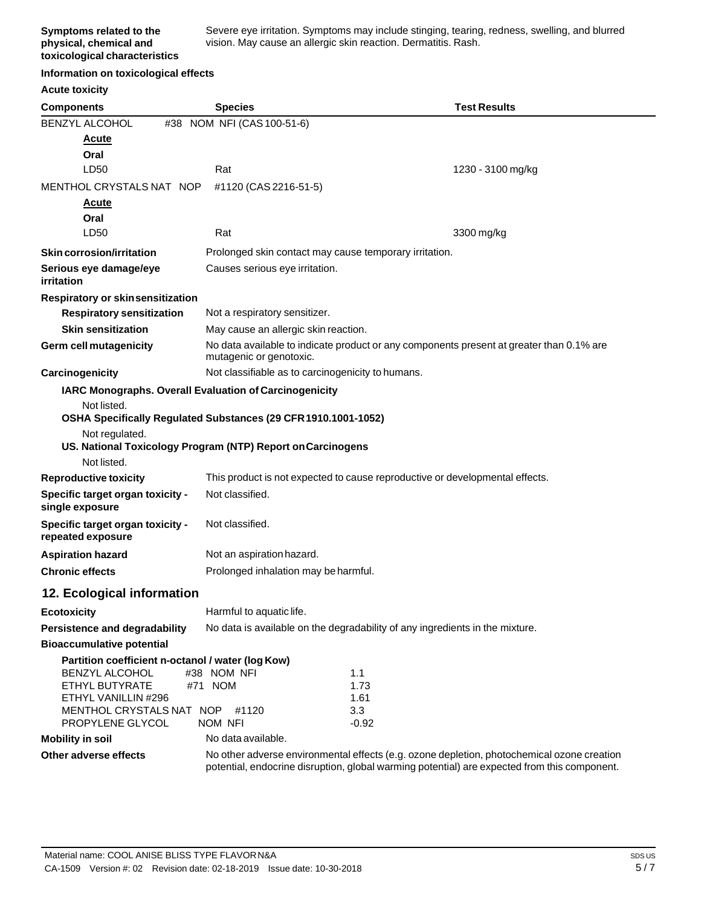**Symptoms related to the physical, chemical and toxicological characteristics**: Severe eye irritation. Symptoms may include stinging, tearing, redness, swelling, and blurred vision. May cause an allergic skin reaction. Dermatitis. Rash.

**Information on toxicological effects**

**Acute toxicity**

| Components | Species | Test Results |
|---|---|---|
| BENZYL ALCOHOL #38 NOM NFI (CAS 100-51-6) | | |
| **Acute** | | |
| **Oral** | | |
| LD50 | Rat | 1230 - 3100 mg/kg |
| MENTHOL CRYSTALS NAT NOP #1120 (CAS 2216-51-5) | | |
| **Acute** | | |
| **Oral** | | |
| LD50 | Rat | 3300 mg/kg |

**Skin corrosion/irritation**: Prolonged skin contact may cause temporary irritation.

**Serious eye damage/eye irritation**: Causes serious eye irritation.

**Respiratory or skin sensitization**

**Respiratory sensitization**: Not a respiratory sensitizer.

**Skin sensitization**: May cause an allergic skin reaction.

**Germ cell mutagenicity**: No data available to indicate product or any components present at greater than 0.1% are mutagenic or genotoxic.

**Carcinogenicity**: Not classifiable as to carcinogenicity to humans.

**IARC Monographs. Overall Evaluation of Carcinogenicity**

Not listed.

**OSHA Specifically Regulated Substances (29 CFR 1910.1001-1052)**

Not regulated.

**US. National Toxicology Program (NTP) Report on Carcinogens**

Not listed.

**Reproductive toxicity**: This product is not expected to cause reproductive or developmental effects.

**Specific target organ toxicity - single exposure**: Not classified.

**Specific target organ toxicity - repeated exposure**: Not classified.

**Aspiration hazard**: Not an aspiration hazard.

**Chronic effects**: Prolonged inhalation may be harmful.

## 12. Ecological information

**Ecotoxicity**: Harmful to aquatic life.

**Persistence and degradability**: No data is available on the degradability of any ingredients in the mixture.

**Bioaccumulative potential**

**Partition coefficient n-octanol / water (log Kow)**

| Component | log Kow |
|---|---|
| BENZYL ALCOHOL #38 NOM NFI | 1.1 |
| ETHYL BUTYRATE #71 NOM | 1.73 |
| ETHYL VANILLIN #296 | 1.61 |
| MENTHOL CRYSTALS NAT NOP #1120 | 3.3 |
| PROPYLENE GLYCOL NOM NFI | -0.92 |

**Mobility in soil**: No data available.

**Other adverse effects**: No other adverse environmental effects (e.g. ozone depletion, photochemical ozone creation potential, endocrine disruption, global warming potential) are expected from this component.

Material name: COOL ANISE BLISS TYPE FLAVOR N&A

CA-1509 Version #: 02 Revision date: 02-18-2019 Issue date: 10-30-2018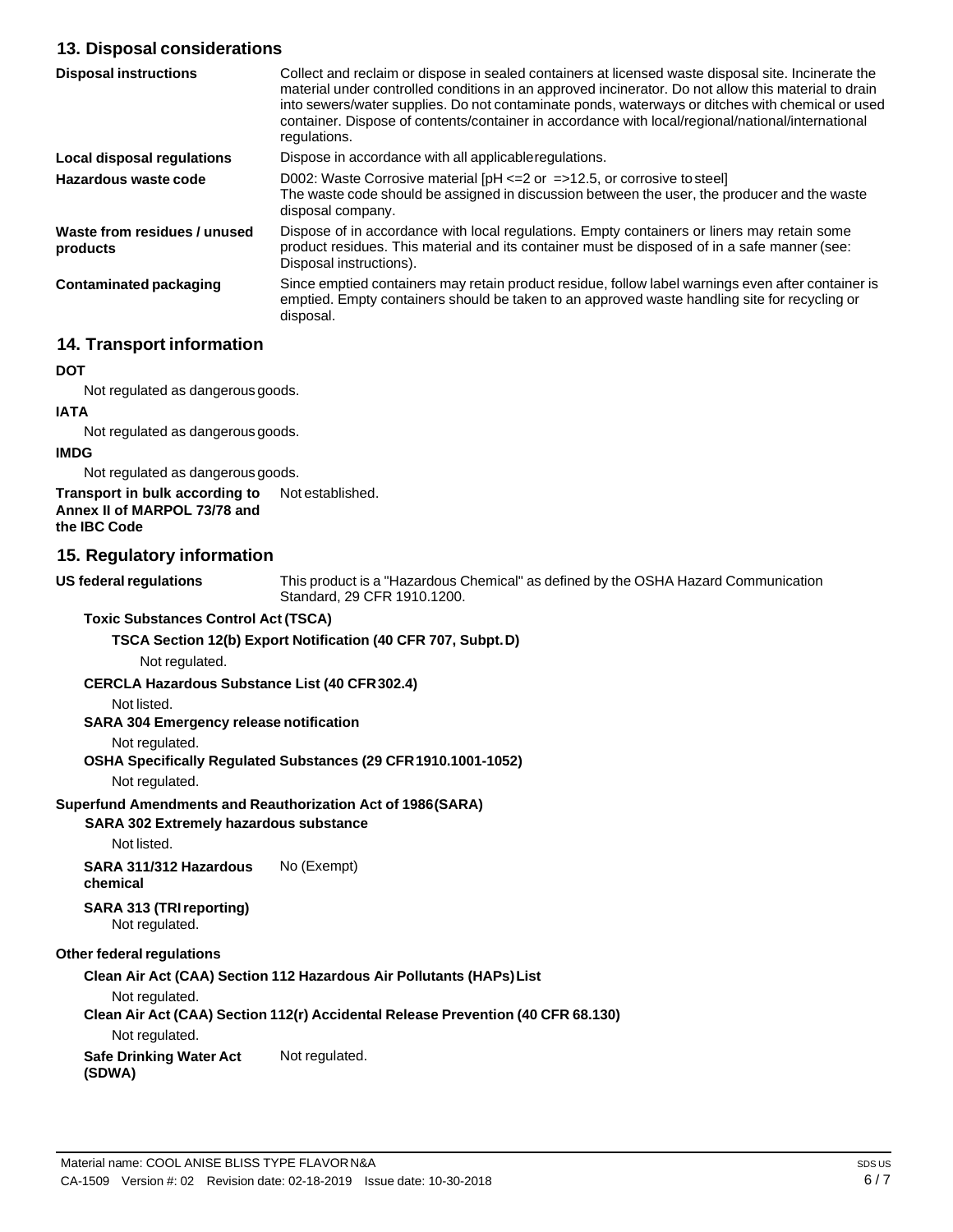## 13. Disposal considerations

| | |
|---|---|
| **Disposal instructions** | Collect and reclaim or dispose in sealed containers at licensed waste disposal site. Incinerate the material under controlled conditions in an approved incinerator. Do not allow this material to drain into sewers/water supplies. Do not contaminate ponds, waterways or ditches with chemical or used container. Dispose of contents/container in accordance with local/regional/national/international regulations. |
| **Local disposal regulations** | Dispose in accordance with all applicable regulations. |
| **Hazardous waste code** | D002: Waste Corrosive material [pH <=2 or =>12.5, or corrosive to steel] The waste code should be assigned in discussion between the user, the producer and the waste disposal company. |
| **Waste from residues / unused products** | Dispose of in accordance with local regulations. Empty containers or liners may retain some product residues. This material and its container must be disposed of in a safe manner (see: Disposal instructions). |
| **Contaminated packaging** | Since emptied containers may retain product residue, follow label warnings even after container is emptied. Empty containers should be taken to an approved waste handling site for recycling or disposal. |

## 14. Transport information

**DOT**

Not regulated as dangerous goods.

**IATA**

Not regulated as dangerous goods.

**IMDG**

Not regulated as dangerous goods.

**Transport in bulk according to Annex II of MARPOL 73/78 and the IBC Code** Not established.

## 15. Regulatory information

**US federal regulations** This product is a "Hazardous Chemical" as defined by the OSHA Hazard Communication Standard, 29 CFR 1910.1200.

**Toxic Substances Control Act (TSCA)**

**TSCA Section 12(b) Export Notification (40 CFR 707, Subpt. D)**

Not regulated.

**CERCLA Hazardous Substance List (40 CFR 302.4)**

Not listed.

**SARA 304 Emergency release notification**

Not regulated.

**OSHA Specifically Regulated Substances (29 CFR 1910.1001-1052)**

Not regulated.

**Superfund Amendments and Reauthorization Act of 1986 (SARA)**

**SARA 302 Extremely hazardous substance**

Not listed.

**SARA 311/312 Hazardous chemical** No (Exempt)

**SARA 313 (TRI reporting)**

Not regulated.

**Other federal regulations**

**Clean Air Act (CAA) Section 112 Hazardous Air Pollutants (HAPs) List**

Not regulated.

**Clean Air Act (CAA) Section 112(r) Accidental Release Prevention (40 CFR 68.130)**

Not regulated.

**Safe Drinking Water Act (SDWA)** Not regulated.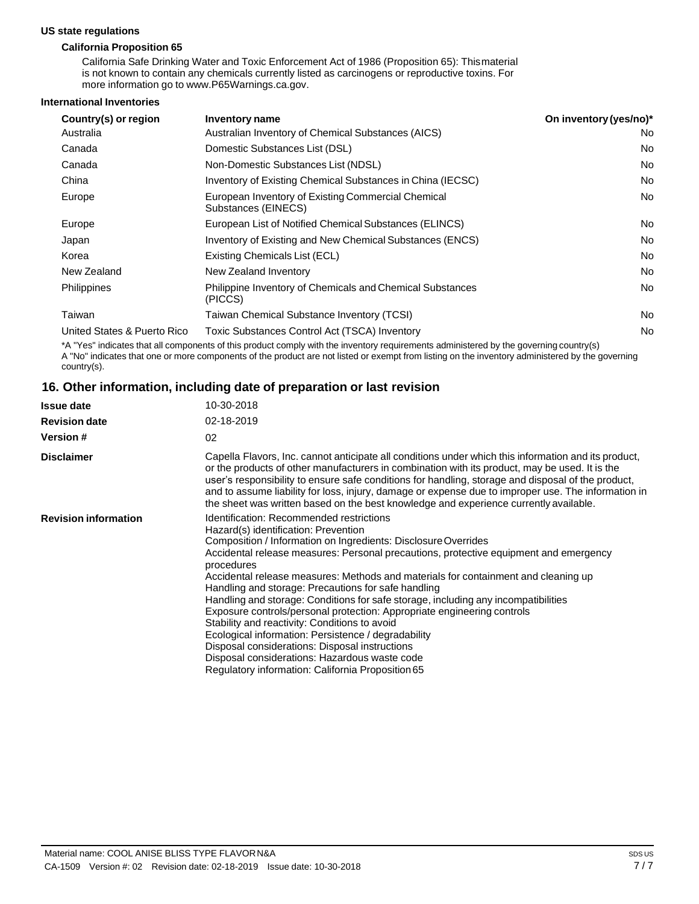**US state regulations**

**California Proposition 65**

California Safe Drinking Water and Toxic Enforcement Act of 1986 (Proposition 65): This material is not known to contain any chemicals currently listed as carcinogens or reproductive toxins. For more information go to www.P65Warnings.ca.gov.

**International Inventories**

| Country(s) or region | Inventory name | On inventory (yes/no)* |
|---|---|---|
| Australia | Australian Inventory of Chemical Substances (AICS) | No |
| Canada | Domestic Substances List (DSL) | No |
| Canada | Non-Domestic Substances List (NDSL) | No |
| China | Inventory of Existing Chemical Substances in China (IECSC) | No |
| Europe | European Inventory of Existing Commercial Chemical Substances (EINECS) | No |
| Europe | European List of Notified Chemical Substances (ELINCS) | No |
| Japan | Inventory of Existing and New Chemical Substances (ENCS) | No |
| Korea | Existing Chemicals List (ECL) | No |
| New Zealand | New Zealand Inventory | No |
| Philippines | Philippine Inventory of Chemicals and Chemical Substances (PICCS) | No |
| Taiwan | Taiwan Chemical Substance Inventory (TCSI) | No |
| United States & Puerto Rico | Toxic Substances Control Act (TSCA) Inventory | No |

*A "Yes" indicates that all components of this product comply with the inventory requirements administered by the governing country(s)
A "No" indicates that one or more components of the product are not listed or exempt from listing on the inventory administered by the governing country(s).

## 16. Other information, including date of preparation or last revision

**Issue date** 10-30-2018

**Revision date** 02-18-2019

**Version #** 02

**Disclaimer** Capella Flavors, Inc. cannot anticipate all conditions under which this information and its product, or the products of other manufacturers in combination with its product, may be used. It is the user's responsibility to ensure safe conditions for handling, storage and disposal of the product, and to assume liability for loss, injury, damage or expense due to improper use. The information in the sheet was written based on the best knowledge and experience currently available.

**Revision information**

Identification: Recommended restrictions
Hazard(s) identification: Prevention
Composition / Information on Ingredients: Disclosure Overrides
Accidental release measures: Personal precautions, protective equipment and emergency procedures
Accidental release measures: Methods and materials for containment and cleaning up
Handling and storage: Precautions for safe handling
Handling and storage: Conditions for safe storage, including any incompatibilities
Exposure controls/personal protection: Appropriate engineering controls
Stability and reactivity: Conditions to avoid
Ecological information: Persistence / degradability
Disposal considerations: Disposal instructions
Disposal considerations: Hazardous waste code
Regulatory information: California Proposition 65